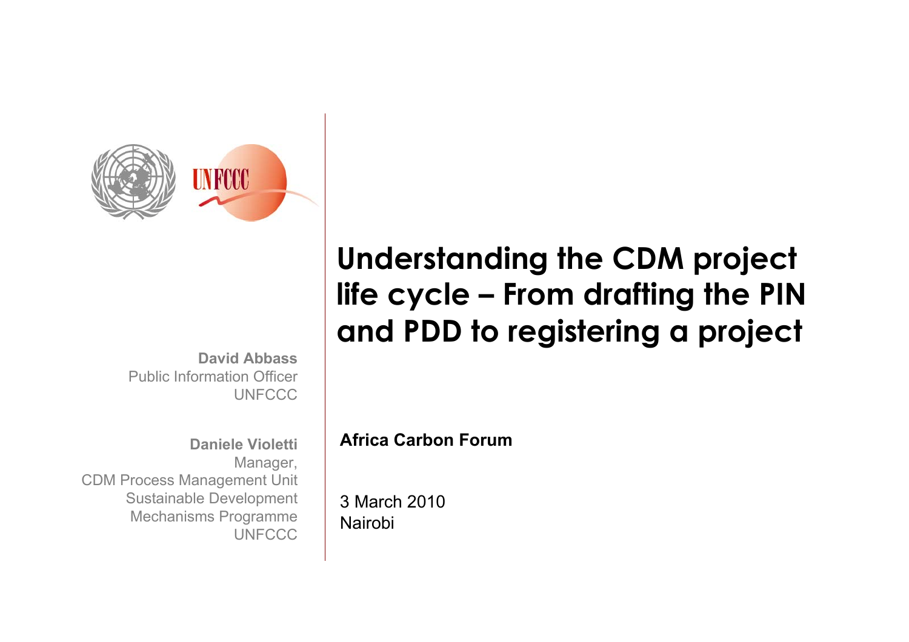# Understanding the CDM project life cycle – From drafting the PIN and PDD to registering a project

**David Abbass**
Public Information Officer
UNFCCC

**Daniele Violetti**
Manager,
CDM Process Management Unit
Sustainable Development
Mechanisms Programme
UNFCCC

**Africa Carbon Forum**

3 March 2010
Nairobi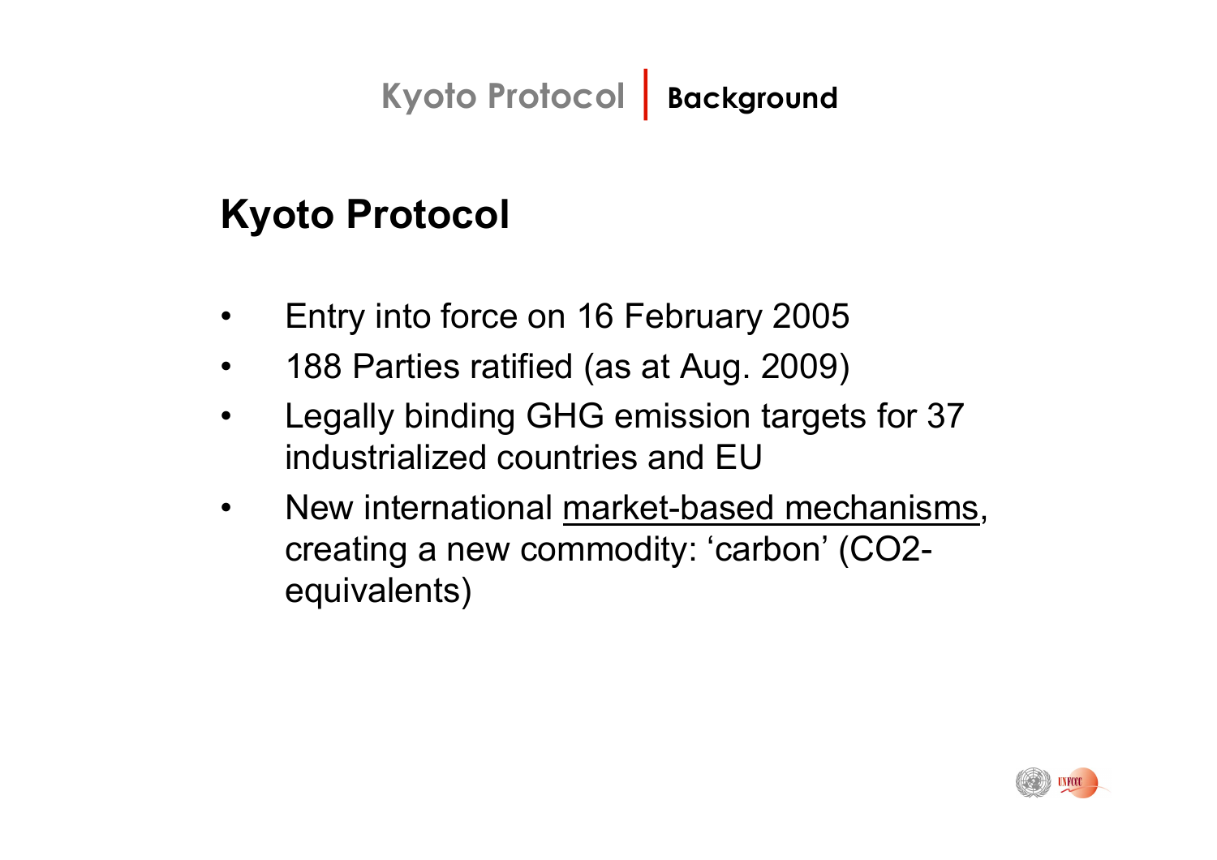Kyoto Protocol | **Background**

## Kyoto Protocol

- Entry into force on 16 February 2005
- 188 Parties ratified (as at Aug. 2009)
- Legally binding GHG emission targets for 37 industrialized countries and EU
- New international market-based mechanisms, creating a new commodity: 'carbon' ($CO_2$-equivalents)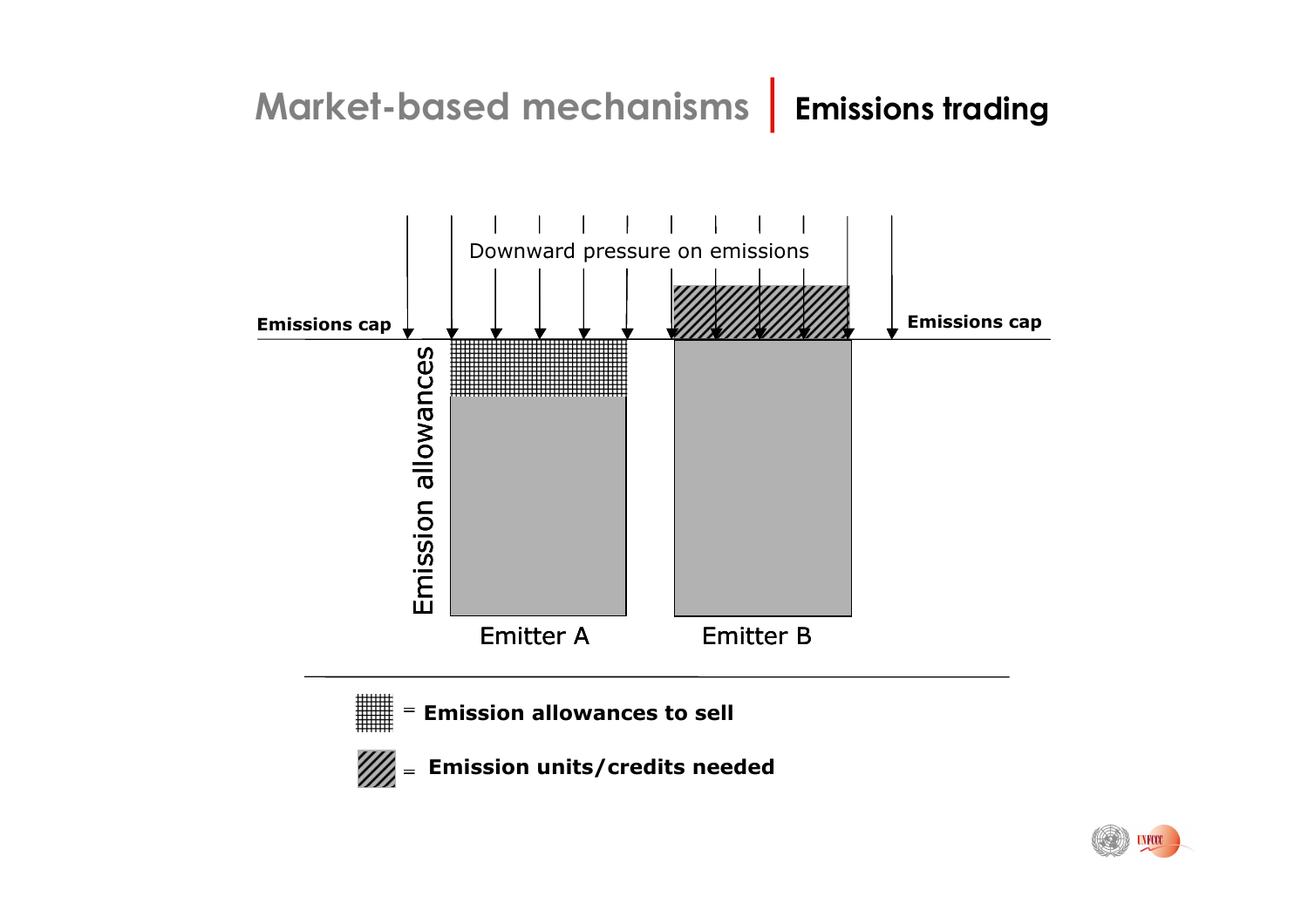# Market-based mechanisms | Emissions trading

Downward pressure on emissions

Emissions cap

Emissions cap

Emission allowances

Emitter A

Emitter B

= **Emission allowances to sell**

= **Emission units/credits needed**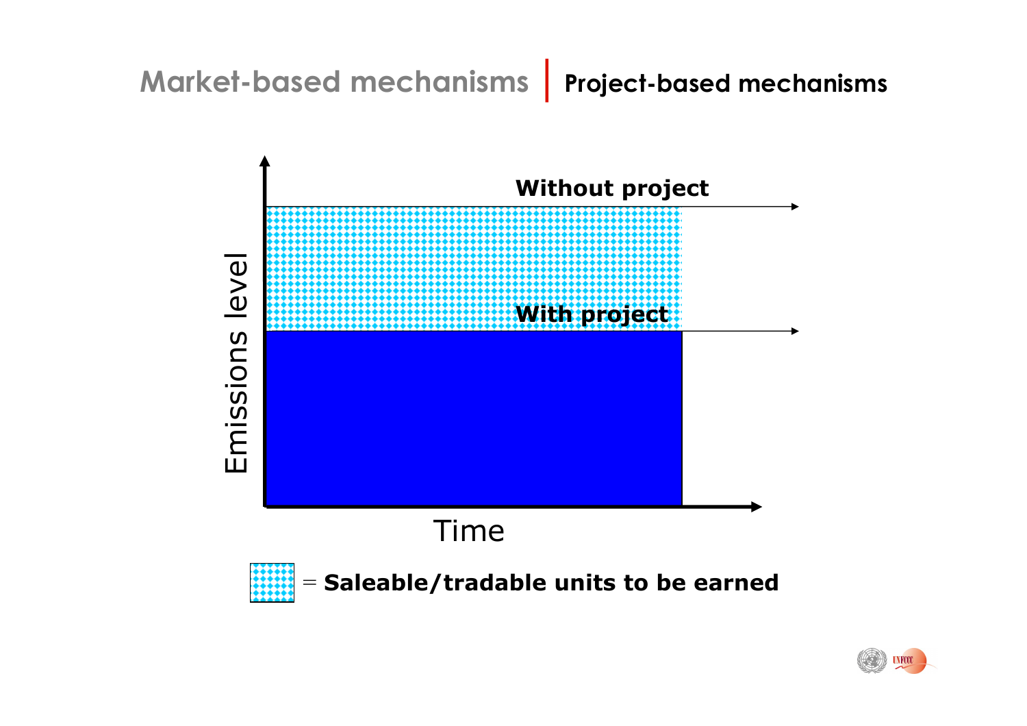Market-based mechanisms | **Project-based mechanisms**

**Without project**

**With project**

Emissions level

Time

= **Saleable/tradable units to be earned**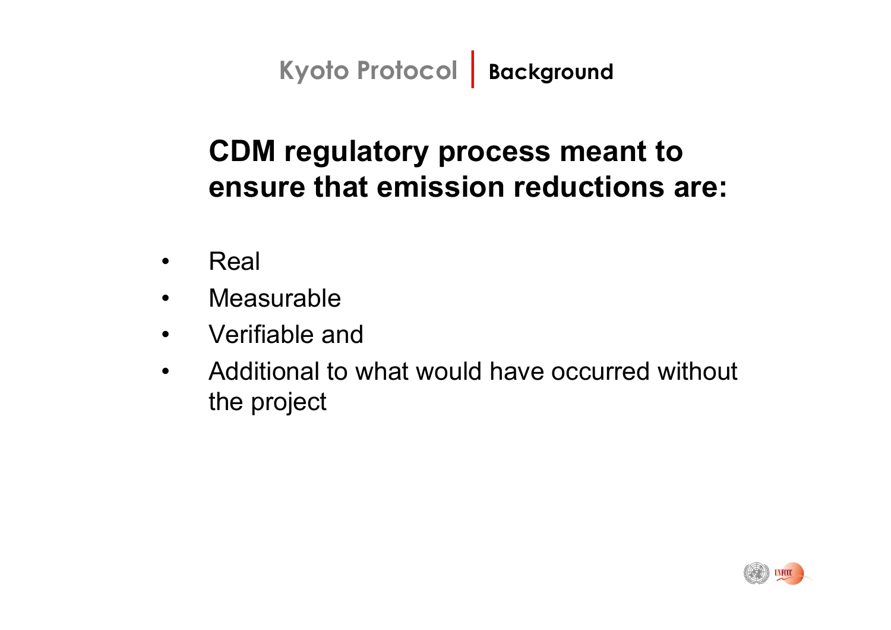Kyoto Protocol | Background

## CDM regulatory process meant to ensure that emission reductions are:

- Real
- Measurable
- Verifiable and
- Additional to what would have occurred without the project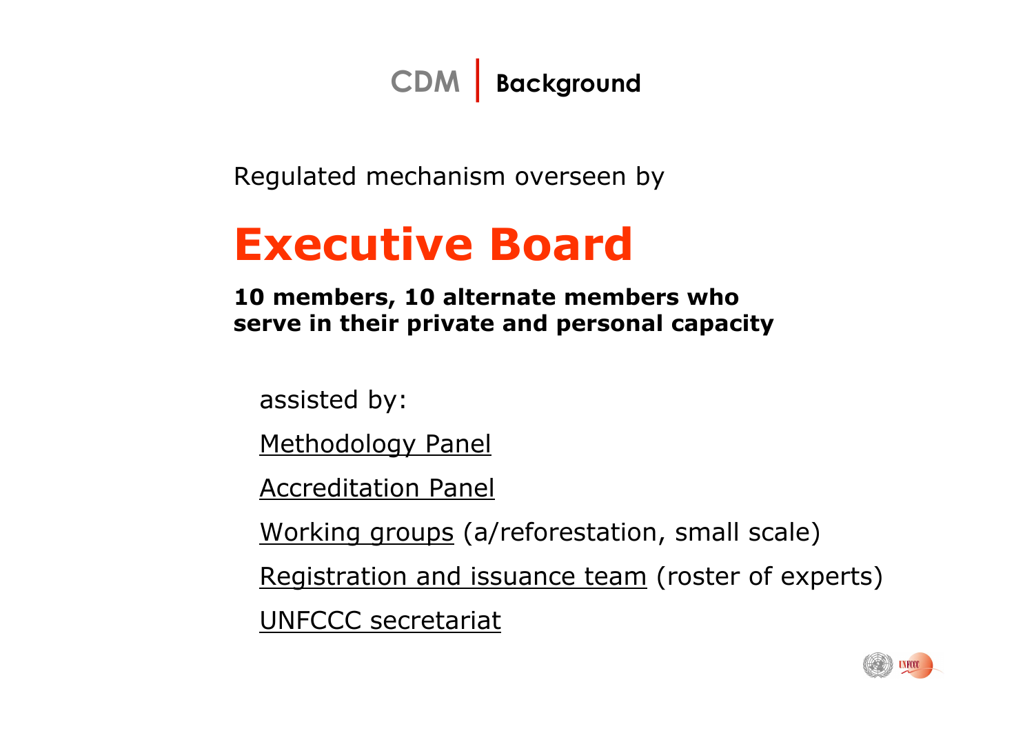# CDM | Background

Regulated mechanism overseen by

## Executive Board

**10 members, 10 alternate members who serve in their private and personal capacity**

assisted by:

- Methodology Panel
- Accreditation Panel
- Working groups (a/reforestation, small scale)
- Registration and issuance team (roster of experts)
- UNFCCC secretariat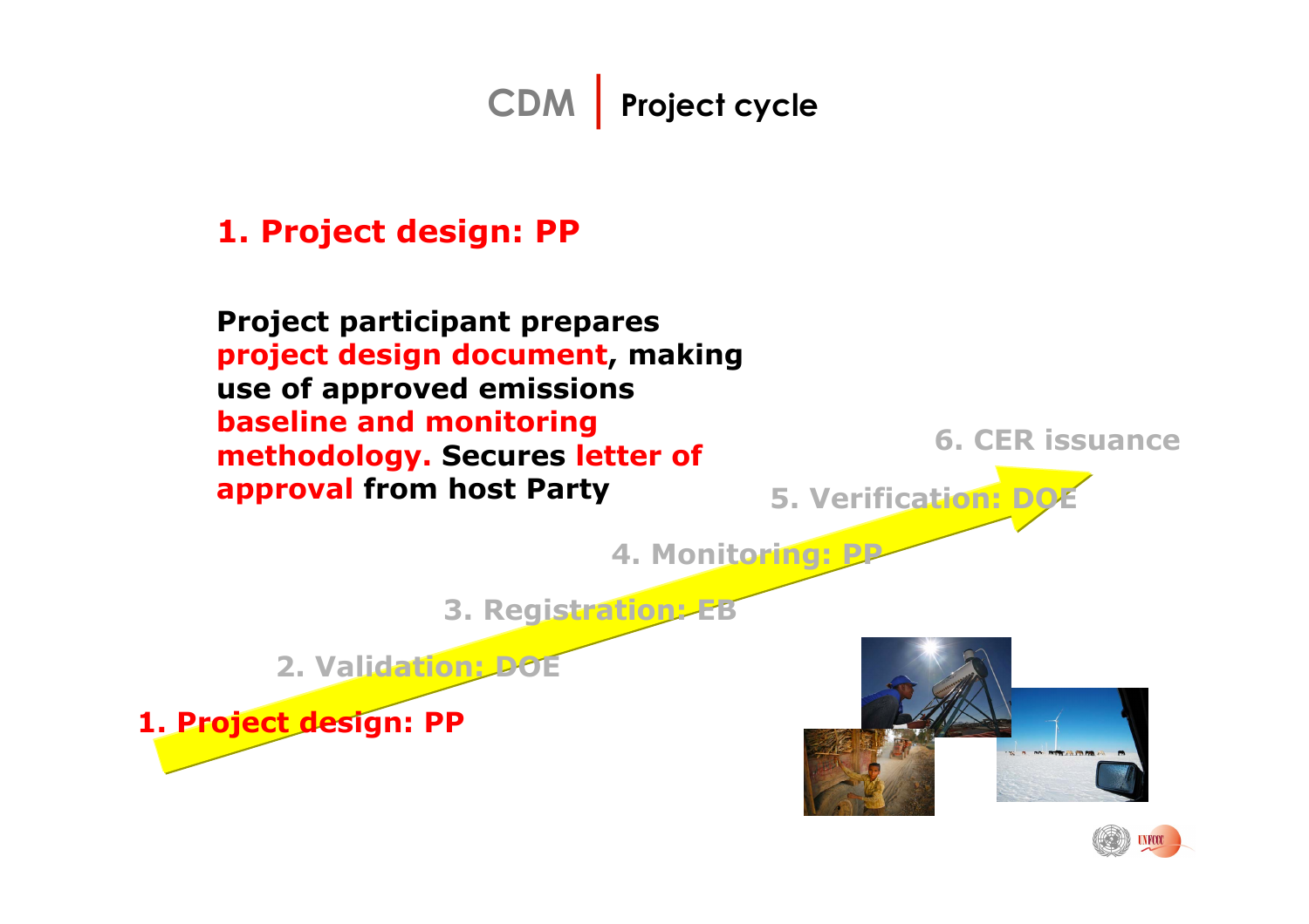# CDM | Project cycle

## 1. Project design: PP

**Project participant prepares project design document, making use of approved emissions baseline and monitoring methodology. Secures letter of approval from host Party**

6. CER issuance

5. Verification: DOE

4. Monitoring: PP

3. Registration: EB

2. Validation: DOE

1. Project design: PP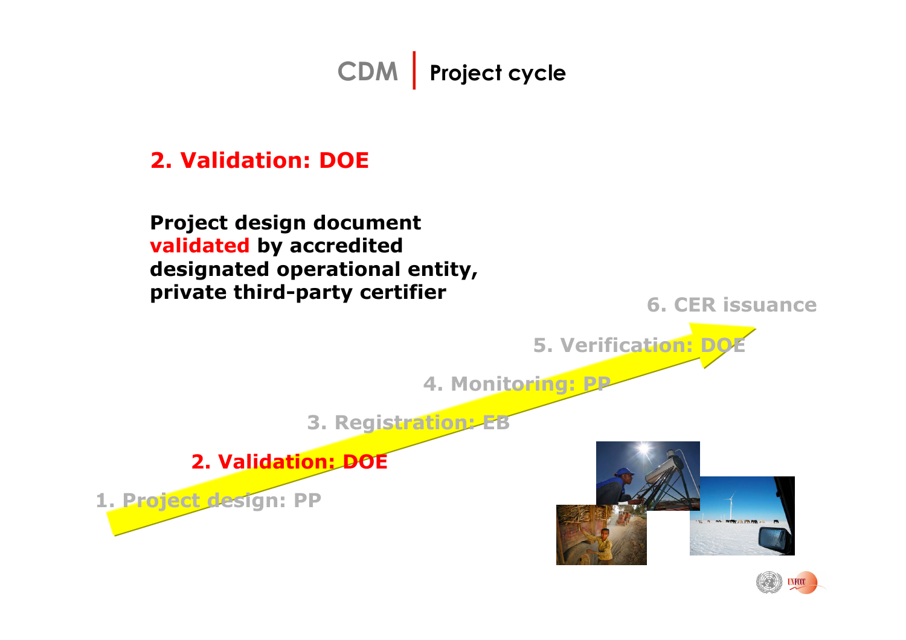# CDM | Project cycle

## 2. Validation: DOE

**Project design document validated by accredited designated operational entity, private third-party certifier**

6. CER issuance

5. Verification: DOE

4. Monitoring: PP

3. Registration: EB

2. Validation: DOE

1. Project design: PP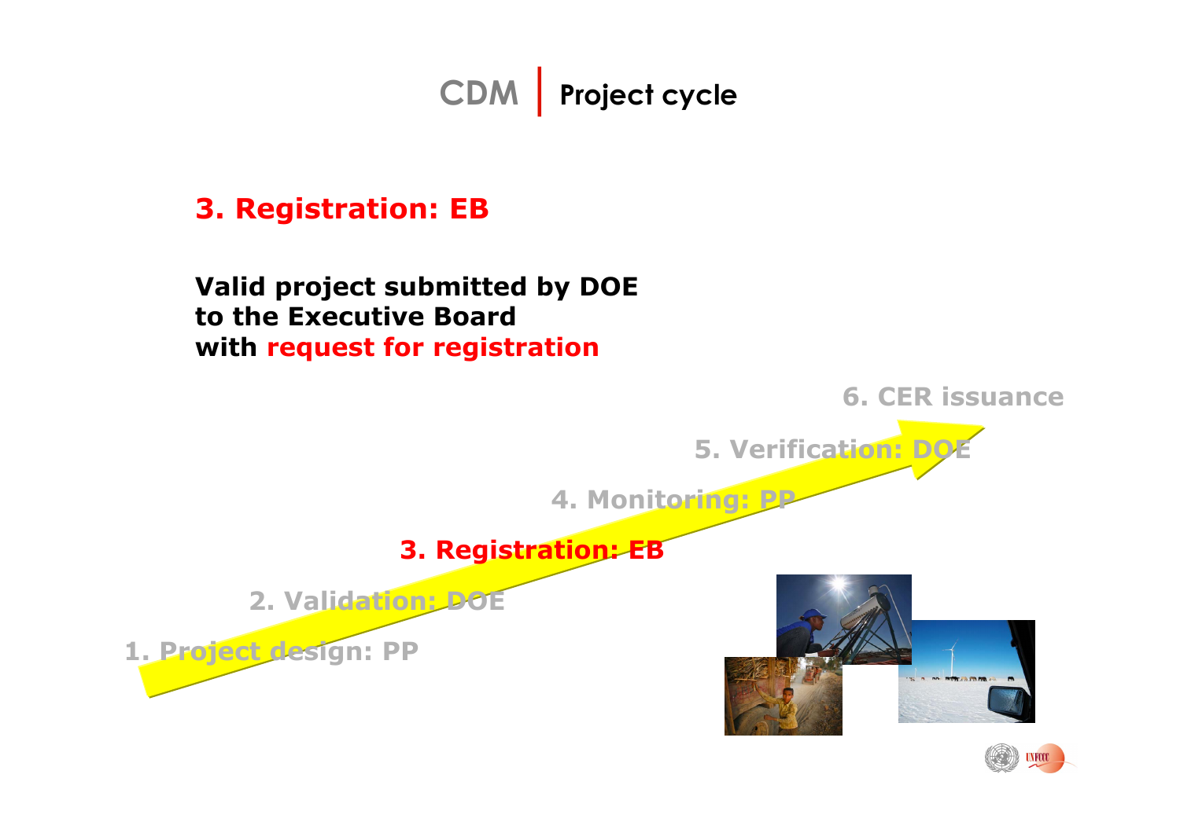# CDM | Project cycle

## 3. Registration: EB

**Valid project submitted by DOE to the Executive Board with request for registration**

6. CER issuance

5. Verification: DOE

4. Monitoring: PP

3. Registration: EB

2. Validation: DOE

1. Project design: PP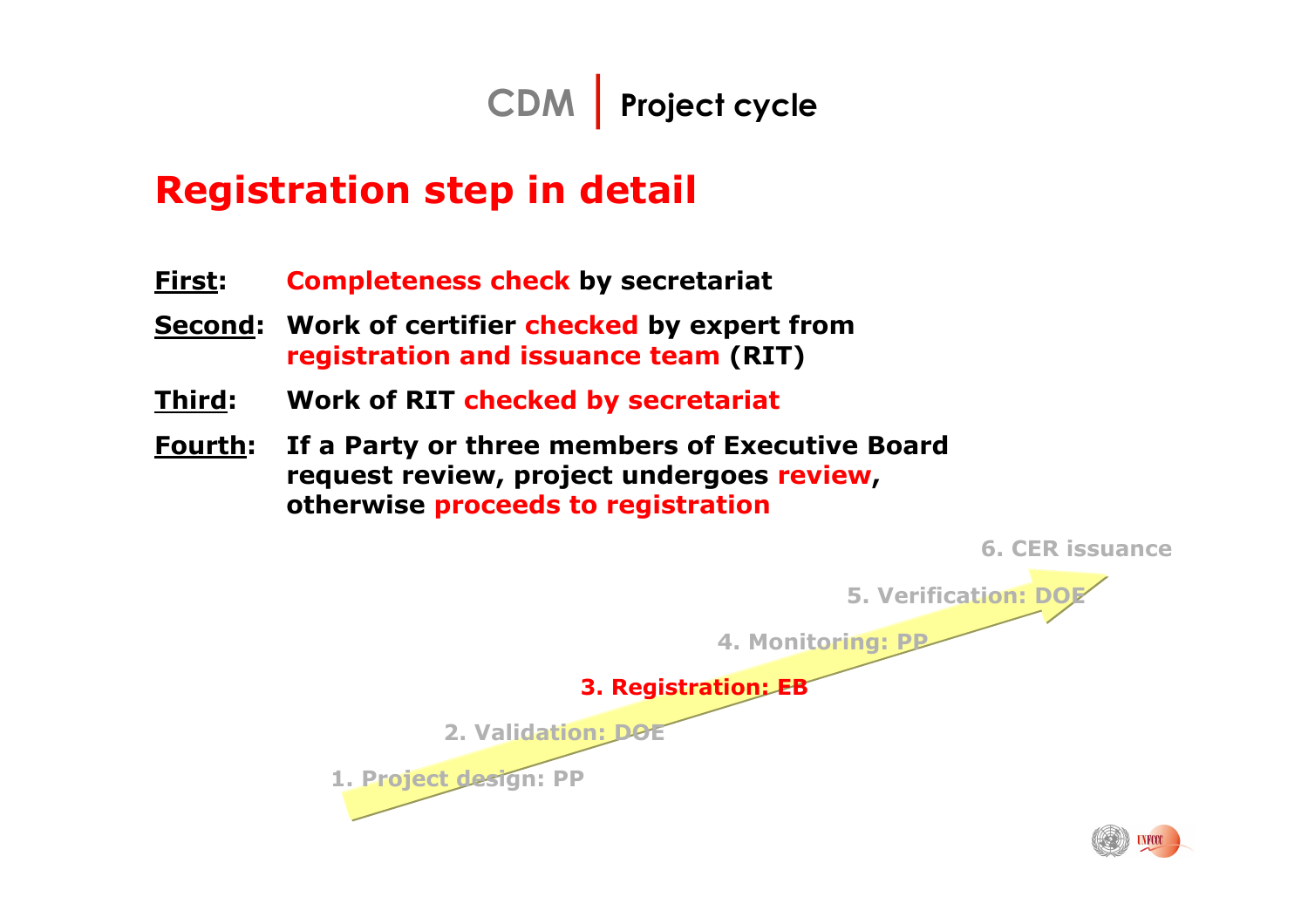# CDM | Project cycle

## Registration step in detail

**First:** Completeness check by secretariat

**Second:** Work of certifier checked by expert from registration and issuance team (RIT)

**Third:** Work of RIT checked by secretariat

**Fourth:** If a Party or three members of Executive Board request review, project undergoes review, otherwise proceeds to registration

6. CER issuance

5. Verification: DOE

4. Monitoring: PP

3. Registration: EB

2. Validation: DOE

1. Project design: PP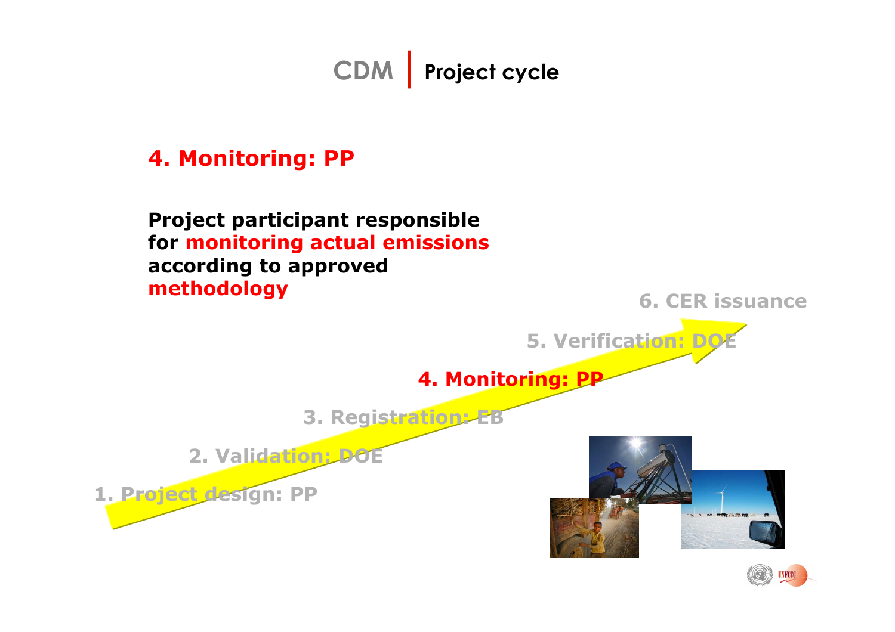# CDM | Project cycle

## 4. Monitoring: PP

**Project participant responsible for monitoring actual emissions according to approved methodology**

6. CER issuance

5. Verification: DOE

4. Monitoring: PP

3. Registration: EB

2. Validation: DOE

1. Project design: PP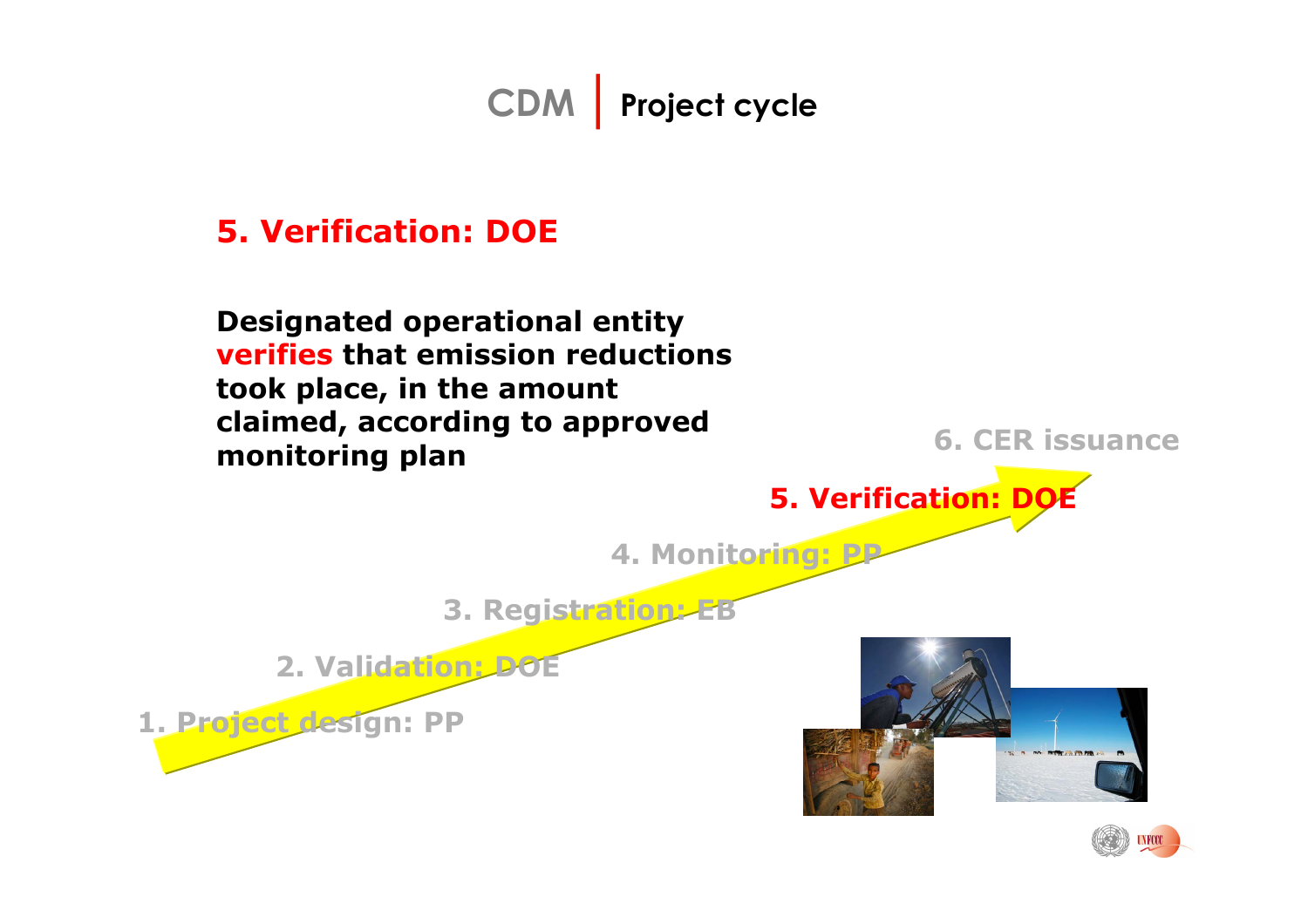# CDM | Project cycle

## 5. Verification: DOE

**Designated operational entity verifies that emission reductions took place, in the amount claimed, according to approved monitoring plan**

1. Project design: PP
2. Validation: DOE
3. Registration: EB
4. Monitoring: PP
5. Verification: DOE
6. CER issuance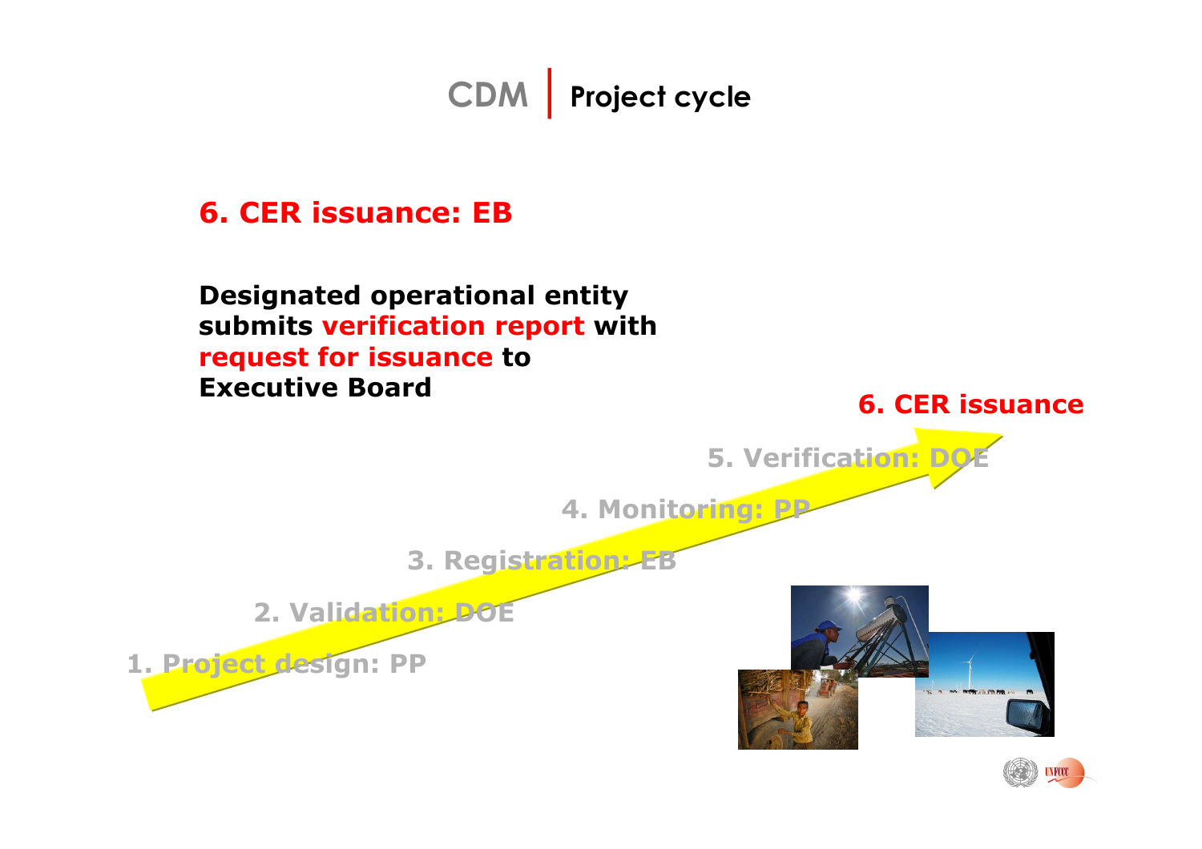# CDM | Project cycle

## 6. CER issuance: EB

**Designated operational entity submits verification report with request for issuance to Executive Board**

6. CER issuance

5. Verification: DOE

4. Monitoring: PP

3. Registration: EB

2. Validation: DOE

1. Project design: PP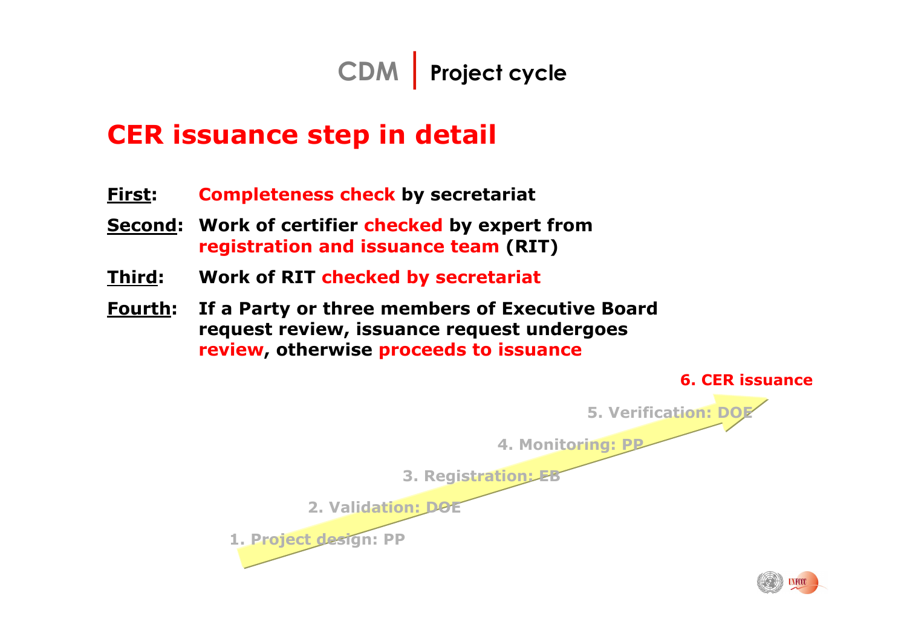# CDM | Project cycle

## CER issuance step in detail

**First:** **Completeness check by secretariat**

**Second:** **Work of certifier checked by expert from registration and issuance team (RIT)**

**Third:** **Work of RIT checked by secretariat**

**Fourth:** **If a Party or three members of Executive Board request review, issuance request undergoes review, otherwise proceeds to issuance**

6. CER issuance

5. Verification: DOE

4. Monitoring: PP

3. Registration: EB

2. Validation: DOE

1. Project design: PP